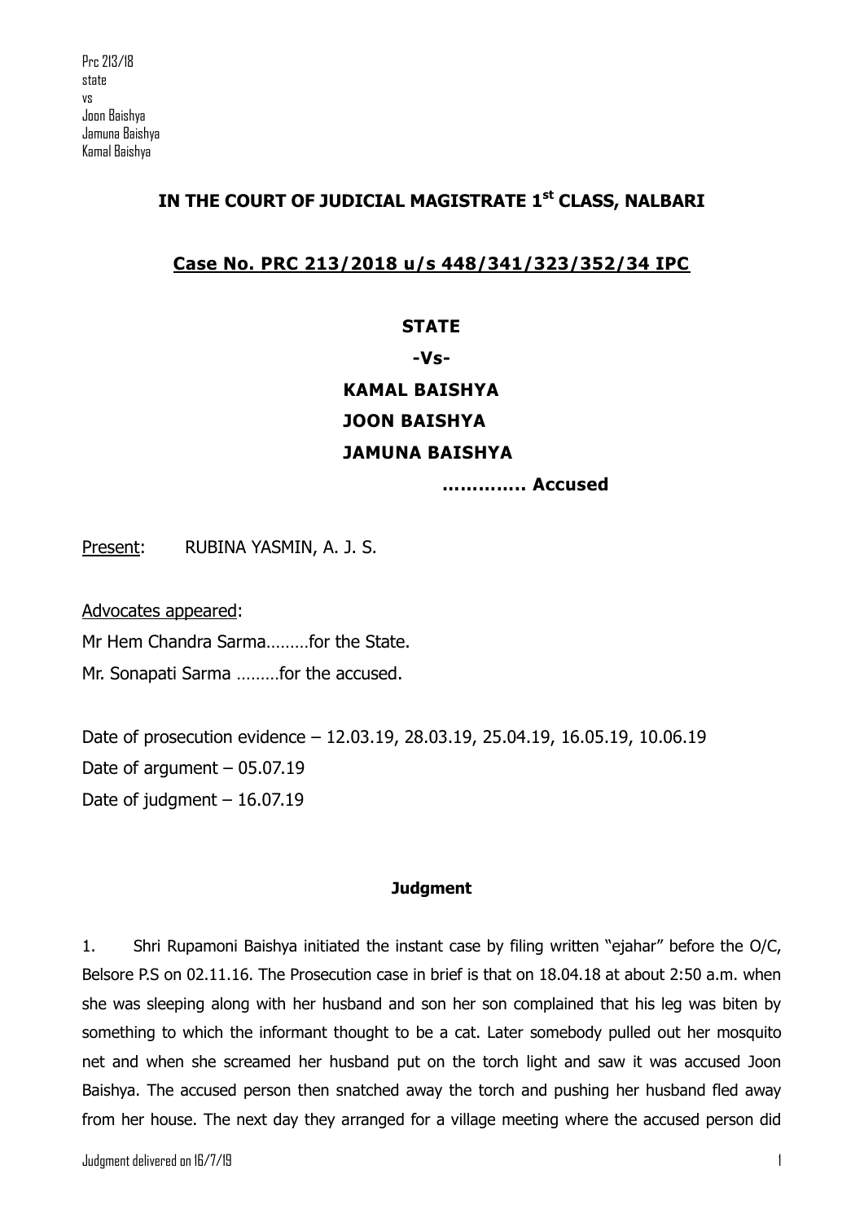Prc 213/18
state
vs
Joon Baishya
Jamuna Baishya
Kamal Baishya

## IN THE COURT OF JUDICIAL MAGISTRATE 1st CLASS, NALBARI

## Case No. PRC 213/2018 u/s 448/341/323/352/34 IPC

**STATE**

**-Vs-**

**KAMAL BAISHYA**

**JOON BAISHYA**

**JAMUNA BAISHYA**

**............. Accused**

Present: RUBINA YASMIN, A. J. S.

Advocates appeared:

Mr Hem Chandra Sarma.........for the State.

Mr. Sonapati Sarma .........for the accused.

Date of prosecution evidence – 12.03.19, 28.03.19, 25.04.19, 16.05.19, 10.06.19

Date of argument – 05.07.19

Date of judgment – 16.07.19

### Judgment

1. Shri Rupamoni Baishya initiated the instant case by filing written "ejahar" before the O/C, Belsore P.S on 02.11.16. The Prosecution case in brief is that on 18.04.18 at about 2:50 a.m. when she was sleeping along with her husband and son her son complained that his leg was biten by something to which the informant thought to be a cat. Later somebody pulled out her mosquito net and when she screamed her husband put on the torch light and saw it was accused Joon Baishya. The accused person then snatched away the torch and pushing her husband fled away from her house. The next day they arranged for a village meeting where the accused person did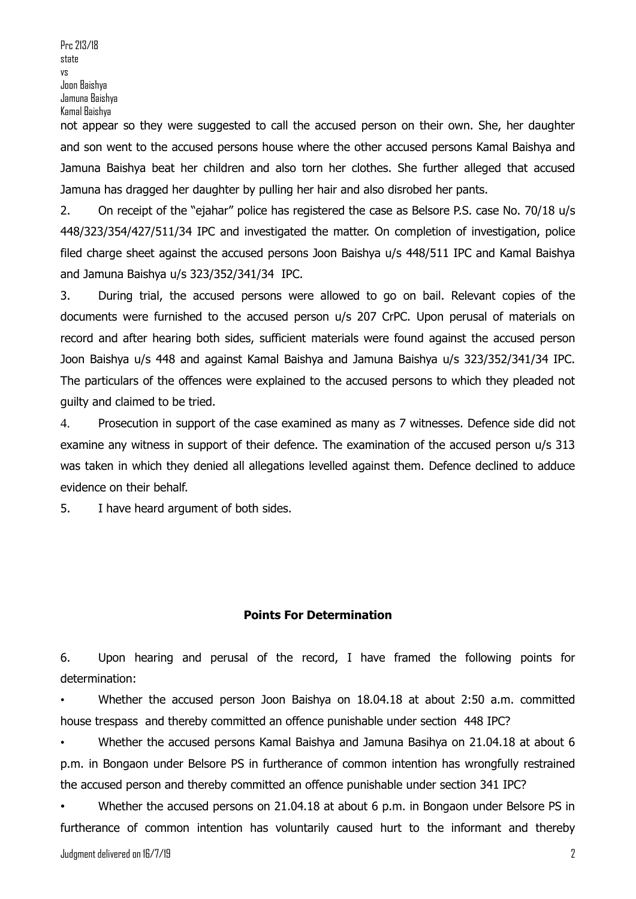not appear so they were suggested to call the accused person on their own. She, her daughter and son went to the accused persons house where the other accused persons Kamal Baishya and Jamuna Baishya beat her children and also torn her clothes. She further alleged that accused Jamuna has dragged her daughter by pulling her hair and also disrobed her pants.

2. On receipt of the "ejahar" police has registered the case as Belsore P.S. case No. 70/18 u/s 448/323/354/427/511/34 IPC and investigated the matter. On completion of investigation, police filed charge sheet against the accused persons Joon Baishya u/s 448/511 IPC and Kamal Baishya and Jamuna Baishya u/s 323/352/341/34 IPC.

3. During trial, the accused persons were allowed to go on bail. Relevant copies of the documents were furnished to the accused person u/s 207 CrPC. Upon perusal of materials on record and after hearing both sides, sufficient materials were found against the accused person Joon Baishya u/s 448 and against Kamal Baishya and Jamuna Baishya u/s 323/352/341/34 IPC. The particulars of the offences were explained to the accused persons to which they pleaded not guilty and claimed to be tried.

4. Prosecution in support of the case examined as many as 7 witnesses. Defence side did not examine any witness in support of their defence. The examination of the accused person u/s 313 was taken in which they denied all allegations levelled against them. Defence declined to adduce evidence on their behalf.

5. I have heard argument of both sides.

## Points For Determination

6. Upon hearing and perusal of the record, I have framed the following points for determination:

- Whether the accused person Joon Baishya on 18.04.18 at about 2:50 a.m. committed house trespass and thereby committed an offence punishable under section 448 IPC?
- Whether the accused persons Kamal Baishya and Jamuna Basihya on 21.04.18 at about 6 p.m. in Bongaon under Belsore PS in furtherance of common intention has wrongfully restrained the accused person and thereby committed an offence punishable under section 341 IPC?
- Whether the accused persons on 21.04.18 at about 6 p.m. in Bongaon under Belsore PS in furtherance of common intention has voluntarily caused hurt to the informant and thereby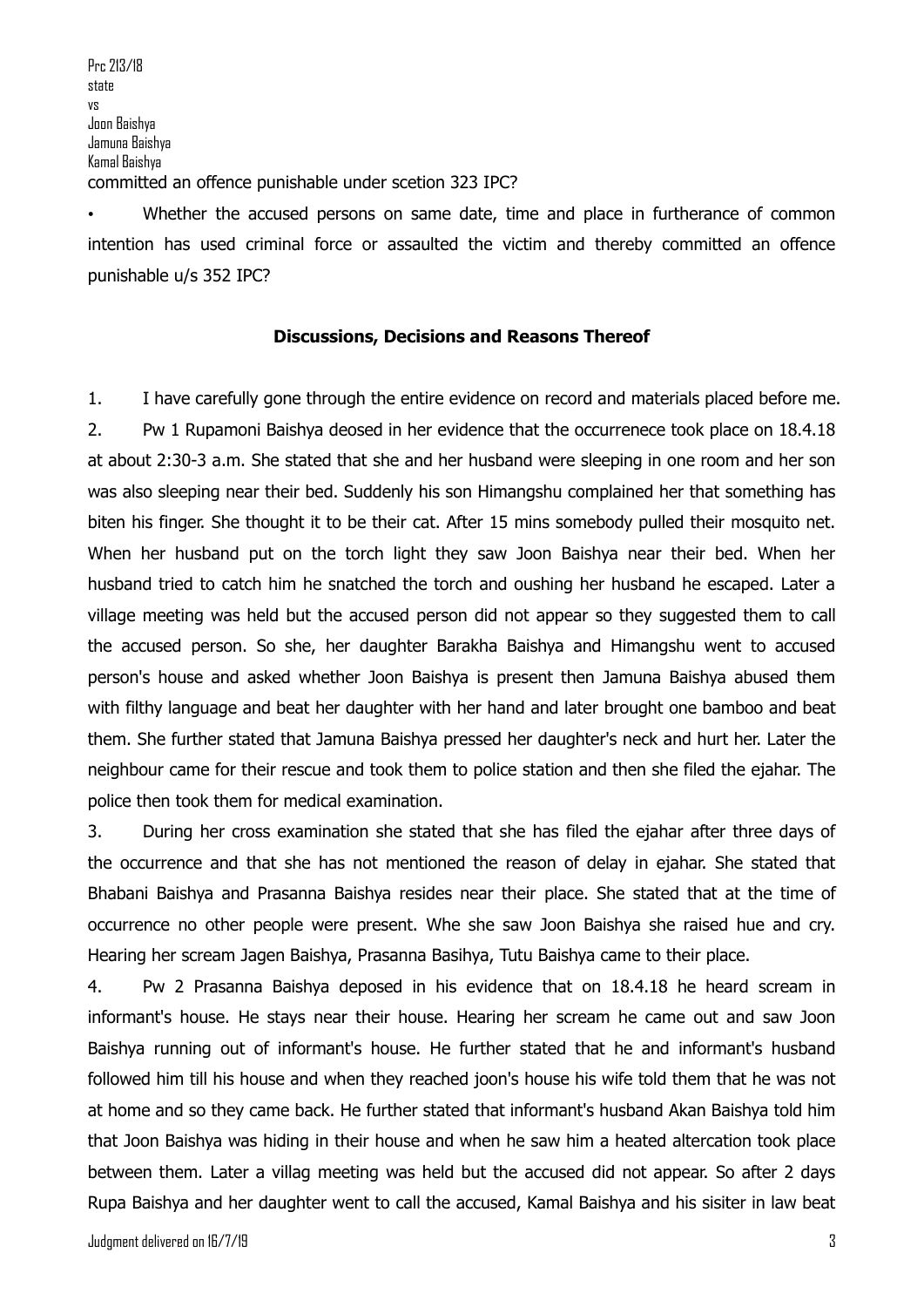committed an offence punishable under scetion 323 IPC?

- Whether the accused persons on same date, time and place in furtherance of common intention has used criminal force or assaulted the victim and thereby committed an offence punishable u/s 352 IPC?

## Discussions, Decisions and Reasons Thereof

1. I have carefully gone through the entire evidence on record and materials placed before me.

2. Pw 1 Rupamoni Baishya deosed in her evidence that the occurrenece took place on 18.4.18 at about 2:30-3 a.m. She stated that she and her husband were sleeping in one room and her son was also sleeping near their bed. Suddenly his son Himangshu complained her that something has biten his finger. She thought it to be their cat. After 15 mins somebody pulled their mosquito net. When her husband put on the torch light they saw Joon Baishya near their bed. When her husband tried to catch him he snatched the torch and oushing her husband he escaped. Later a village meeting was held but the accused person did not appear so they suggested them to call the accused person. So she, her daughter Barakha Baishya and Himangshu went to accused person's house and asked whether Joon Baishya is present then Jamuna Baishya abused them with filthy language and beat her daughter with her hand and later brought one bamboo and beat them. She further stated that Jamuna Baishya pressed her daughter's neck and hurt her. Later the neighbour came for their rescue and took them to police station and then she filed the ejahar. The police then took them for medical examination.

3. During her cross examination she stated that she has filed the ejahar after three days of the occurrence and that she has not mentioned the reason of delay in ejahar. She stated that Bhabani Baishya and Prasanna Baishya resides near their place. She stated that at the time of occurrence no other people were present. Whe she saw Joon Baishya she raised hue and cry. Hearing her scream Jagen Baishya, Prasanna Basihya, Tutu Baishya came to their place.

4. Pw 2 Prasanna Baishya deposed in his evidence that on 18.4.18 he heard scream in informant's house. He stays near their house. Hearing her scream he came out and saw Joon Baishya running out of informant's house. He further stated that he and informant's husband followed him till his house and when they reached joon's house his wife told them that he was not at home and so they came back. He further stated that informant's husband Akan Baishya told him that Joon Baishya was hiding in their house and when he saw him a heated altercation took place between them. Later a villag meeting was held but the accused did not appear. So after 2 days Rupa Baishya and her daughter went to call the accused, Kamal Baishya and his sisiter in law beat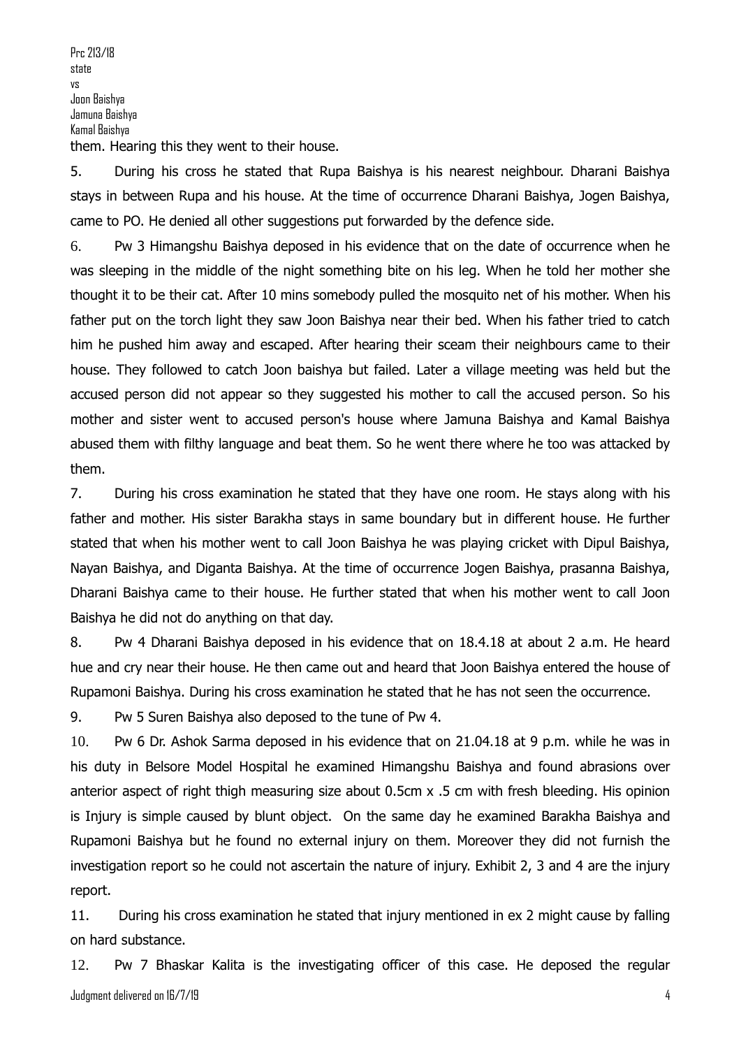them. Hearing this they went to their house.

5. During his cross he stated that Rupa Baishya is his nearest neighbour. Dharani Baishya stays in between Rupa and his house. At the time of occurrence Dharani Baishya, Jogen Baishya, came to PO. He denied all other suggestions put forwarded by the defence side.

6. Pw 3 Himangshu Baishya deposed in his evidence that on the date of occurrence when he was sleeping in the middle of the night something bite on his leg. When he told her mother she thought it to be their cat. After 10 mins somebody pulled the mosquito net of his mother. When his father put on the torch light they saw Joon Baishya near their bed. When his father tried to catch him he pushed him away and escaped. After hearing their sceam their neighbours came to their house. They followed to catch Joon baishya but failed. Later a village meeting was held but the accused person did not appear so they suggested his mother to call the accused person. So his mother and sister went to accused person's house where Jamuna Baishya and Kamal Baishya abused them with filthy language and beat them. So he went there where he too was attacked by them.

7. During his cross examination he stated that they have one room. He stays along with his father and mother. His sister Barakha stays in same boundary but in different house. He further stated that when his mother went to call Joon Baishya he was playing cricket with Dipul Baishya, Nayan Baishya, and Diganta Baishya. At the time of occurrence Jogen Baishya, prasanna Baishya, Dharani Baishya came to their house. He further stated that when his mother went to call Joon Baishya he did not do anything on that day.

8. Pw 4 Dharani Baishya deposed in his evidence that on 18.4.18 at about 2 a.m. He heard hue and cry near their house. He then came out and heard that Joon Baishya entered the house of Rupamoni Baishya. During his cross examination he stated that he has not seen the occurrence.

9. Pw 5 Suren Baishya also deposed to the tune of Pw 4.

10. Pw 6 Dr. Ashok Sarma deposed in his evidence that on 21.04.18 at 9 p.m. while he was in his duty in Belsore Model Hospital he examined Himangshu Baishya and found abrasions over anterior aspect of right thigh measuring size about 0.5cm x .5 cm with fresh bleeding. His opinion is Injury is simple caused by blunt object. On the same day he examined Barakha Baishya and Rupamoni Baishya but he found no external injury on them. Moreover they did not furnish the investigation report so he could not ascertain the nature of injury. Exhibit 2, 3 and 4 are the injury report.

11. During his cross examination he stated that injury mentioned in ex 2 might cause by falling on hard substance.

12. Pw 7 Bhaskar Kalita is the investigating officer of this case. He deposed the regular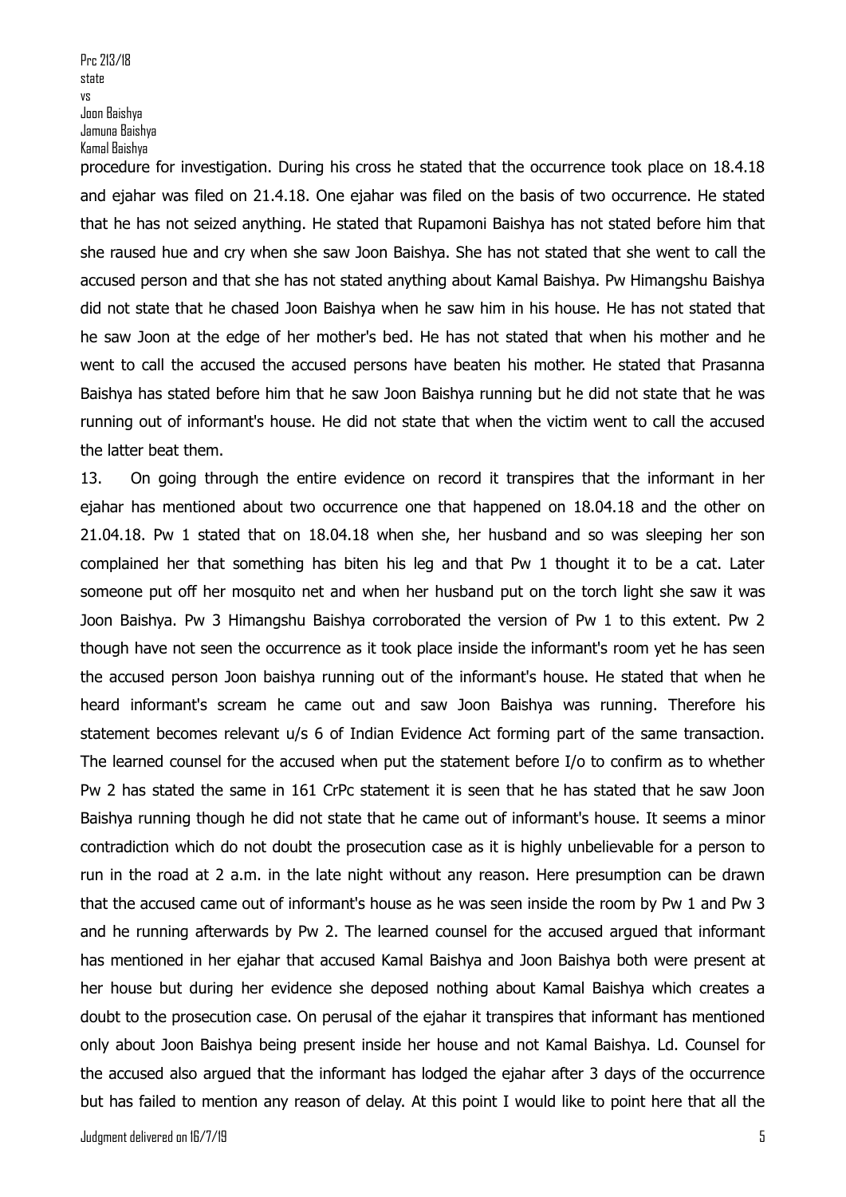procedure for investigation. During his cross he stated that the occurrence took place on 18.4.18 and ejahar was filed on 21.4.18. One ejahar was filed on the basis of two occurrence. He stated that he has not seized anything. He stated that Rupamoni Baishya has not stated before him that she raised hue and cry when she saw Joon Baishya. She has not stated that she went to call the accused person and that she has not stated anything about Kamal Baishya. Pw Himangshu Baishya did not state that he chased Joon Baishya when he saw him in his house. He has not stated that he saw Joon at the edge of her mother's bed. He has not stated that when his mother and he went to call the accused the accused persons have beaten his mother. He stated that Prasanna Baishya has stated before him that he saw Joon Baishya running but he did not state that he was running out of informant's house. He did not state that when the victim went to call the accused the latter beat them.

13. On going through the entire evidence on record it transpires that the informant in her ejahar has mentioned about two occurrence one that happened on 18.04.18 and the other on 21.04.18. Pw 1 stated that on 18.04.18 when she, her husband and so was sleeping her son complained her that something has biten his leg and that Pw 1 thought it to be a cat. Later someone put off her mosquito net and when her husband put on the torch light she saw it was Joon Baishya. Pw 3 Himangshu Baishya corroborated the version of Pw 1 to this extent. Pw 2 though have not seen the occurrence as it took place inside the informant's room yet he has seen the accused person Joon baishya running out of the informant's house. He stated that when he heard informant's scream he came out and saw Joon Baishya was running. Therefore his statement becomes relevant u/s 6 of Indian Evidence Act forming part of the same transaction. The learned counsel for the accused when put the statement before I/o to confirm as to whether Pw 2 has stated the same in 161 CrPc statement it is seen that he has stated that he saw Joon Baishya running though he did not state that he came out of informant's house. It seems a minor contradiction which do not doubt the prosecution case as it is highly unbelievable for a person to run in the road at 2 a.m. in the late night without any reason. Here presumption can be drawn that the accused came out of informant's house as he was seen inside the room by Pw 1 and Pw 3 and he running afterwards by Pw 2. The learned counsel for the accused argued that informant has mentioned in her ejahar that accused Kamal Baishya and Joon Baishya both were present at her house but during her evidence she deposed nothing about Kamal Baishya which creates a doubt to the prosecution case. On perusal of the ejahar it transpires that informant has mentioned only about Joon Baishya being present inside her house and not Kamal Baishya. Ld. Counsel for the accused also argued that the informant has lodged the ejahar after 3 days of the occurrence but has failed to mention any reason of delay. At this point I would like to point here that all the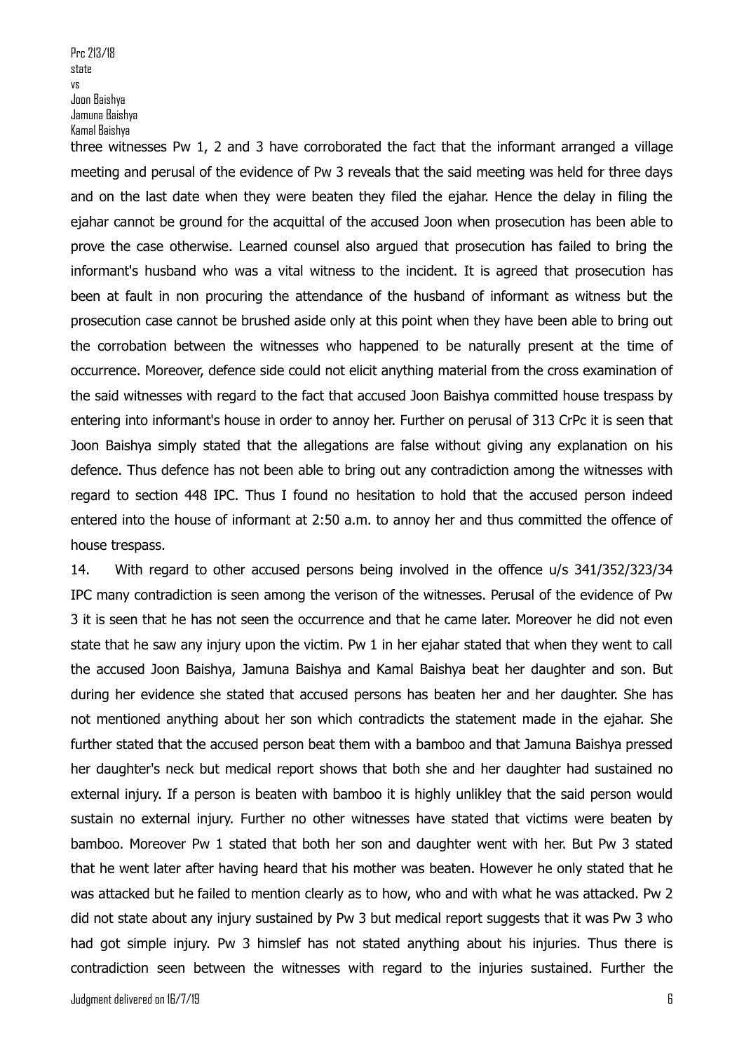three witnesses Pw 1, 2 and 3 have corroborated the fact that the informant arranged a village meeting and perusal of the evidence of Pw 3 reveals that the said meeting was held for three days and on the last date when they were beaten they filed the ejahar. Hence the delay in filing the ejahar cannot be ground for the acquittal of the accused Joon when prosecution has been able to prove the case otherwise. Learned counsel also argued that prosecution has failed to bring the informant's husband who was a vital witness to the incident. It is agreed that prosecution has been at fault in non procuring the attendance of the husband of informant as witness but the prosecution case cannot be brushed aside only at this point when they have been able to bring out the corrobation between the witnesses who happened to be naturally present at the time of occurrence. Moreover, defence side could not elicit anything material from the cross examination of the said witnesses with regard to the fact that accused Joon Baishya committed house trespass by entering into informant's house in order to annoy her. Further on perusal of 313 CrPc it is seen that Joon Baishya simply stated that the allegations are false without giving any explanation on his defence. Thus defence has not been able to bring out any contradiction among the witnesses with regard to section 448 IPC. Thus I found no hesitation to hold that the accused person indeed entered into the house of informant at 2:50 a.m. to annoy her and thus committed the offence of house trespass.

14. With regard to other accused persons being involved in the offence u/s 341/352/323/34 IPC many contradiction is seen among the verison of the witnesses. Perusal of the evidence of Pw 3 it is seen that he has not seen the occurrence and that he came later. Moreover he did not even state that he saw any injury upon the victim. Pw 1 in her ejahar stated that when they went to call the accused Joon Baishya, Jamuna Baishya and Kamal Baishya beat her daughter and son. But during her evidence she stated that accused persons has beaten her and her daughter. She has not mentioned anything about her son which contradicts the statement made in the ejahar. She further stated that the accused person beat them with a bamboo and that Jamuna Baishya pressed her daughter's neck but medical report shows that both she and her daughter had sustained no external injury. If a person is beaten with bamboo it is highly unlikley that the said person would sustain no external injury. Further no other witnesses have stated that victims were beaten by bamboo. Moreover Pw 1 stated that both her son and daughter went with her. But Pw 3 stated that he went later after having heard that his mother was beaten. However he only stated that he was attacked but he failed to mention clearly as to how, who and with what he was attacked. Pw 2 did not state about any injury sustained by Pw 3 but medical report suggests that it was Pw 3 who had got simple injury. Pw 3 himslef has not stated anything about his injuries. Thus there is contradiction seen between the witnesses with regard to the injuries sustained. Further the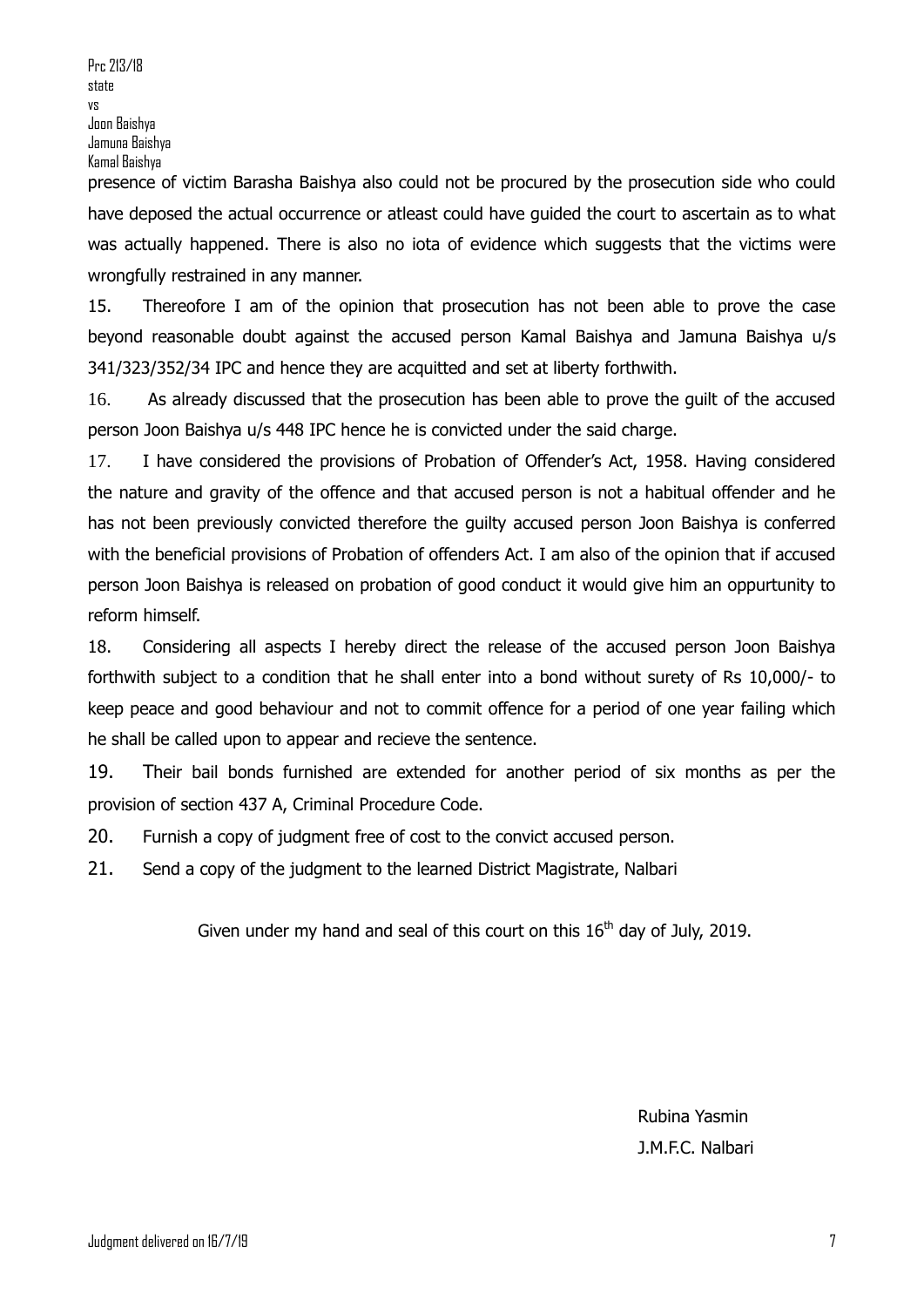presence of victim Barasha Baishya also could not be procured by the prosecution side who could have deposed the actual occurrence or atleast could have guided the court to ascertain as to what was actually happened. There is also no iota of evidence which suggests that the victims were wrongfully restrained in any manner.

15. Thereofore I am of the opinion that prosecution has not been able to prove the case beyond reasonable doubt against the accused person Kamal Baishya and Jamuna Baishya u/s 341/323/352/34 IPC and hence they are acquitted and set at liberty forthwith.

16. As already discussed that the prosecution has been able to prove the guilt of the accused person Joon Baishya u/s 448 IPC hence he is convicted under the said charge.

17. I have considered the provisions of Probation of Offender's Act, 1958. Having considered the nature and gravity of the offence and that accused person is not a habitual offender and he has not been previously convicted therefore the guilty accused person Joon Baishya is conferred with the beneficial provisions of Probation of offenders Act. I am also of the opinion that if accused person Joon Baishya is released on probation of good conduct it would give him an oppurtunity to reform himself.

18. Considering all aspects I hereby direct the release of the accused person Joon Baishya forthwith subject to a condition that he shall enter into a bond without surety of Rs 10,000/- to keep peace and good behaviour and not to commit offence for a period of one year failing which he shall be called upon to appear and recieve the sentence.

19. Their bail bonds furnished are extended for another period of six months as per the provision of section 437 A, Criminal Procedure Code.

20. Furnish a copy of judgment free of cost to the convict accused person.

21. Send a copy of the judgment to the learned District Magistrate, Nalbari

Given under my hand and seal of this court on this 16th day of July, 2019.

Rubina Yasmin
J.M.F.C. Nalbari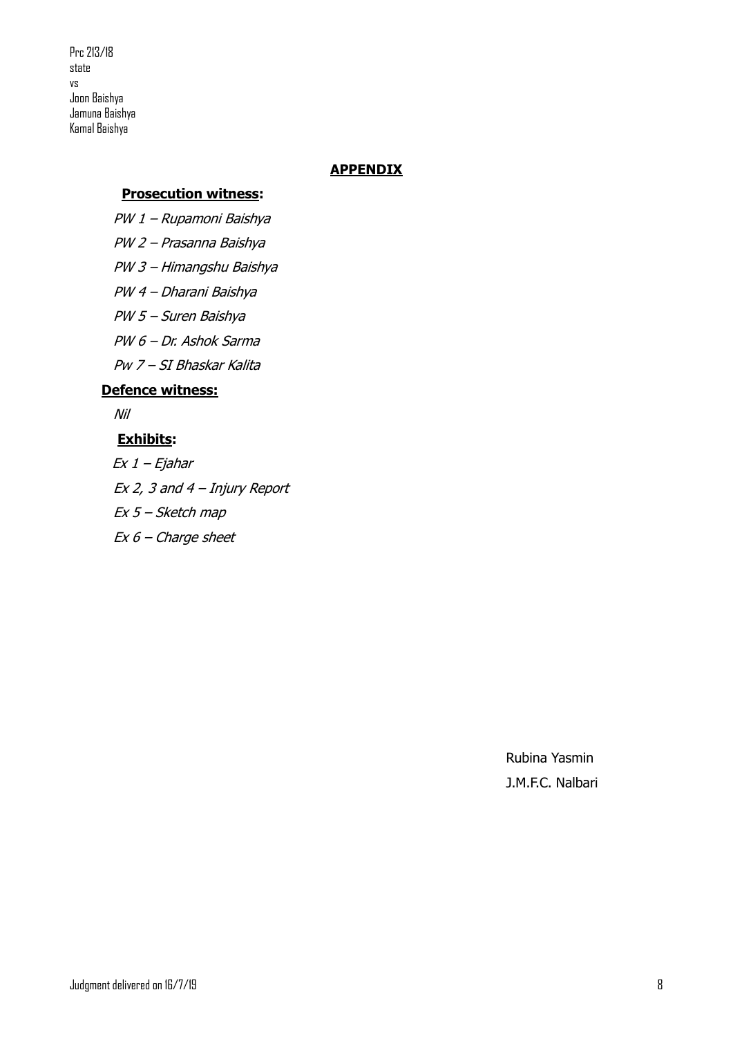Prc 213/18
state
vs
Joon Baishya
Jamuna Baishya
Kamal Baishya

## **APPENDIX**

**Prosecution witness:**

*PW 1 – Rupamoni Baishya*

*PW 2 – Prasanna Baishya*

*PW 3 – Himangshu Baishya*

*PW 4 – Dharani Baishya*

*PW 5 – Suren Baishya*

*PW 6 – Dr. Ashok Sarma*

*Pw 7 – SI Bhaskar Kalita*

**Defence witness:**

*Nil*

**Exhibits:**

*Ex 1 – Ejahar*

*Ex 2, 3 and 4 – Injury Report*

*Ex 5 – Sketch map*

*Ex 6 – Charge sheet*

Rubina Yasmin
J.M.F.C. Nalbari

Judgment delivered on 16/7/19